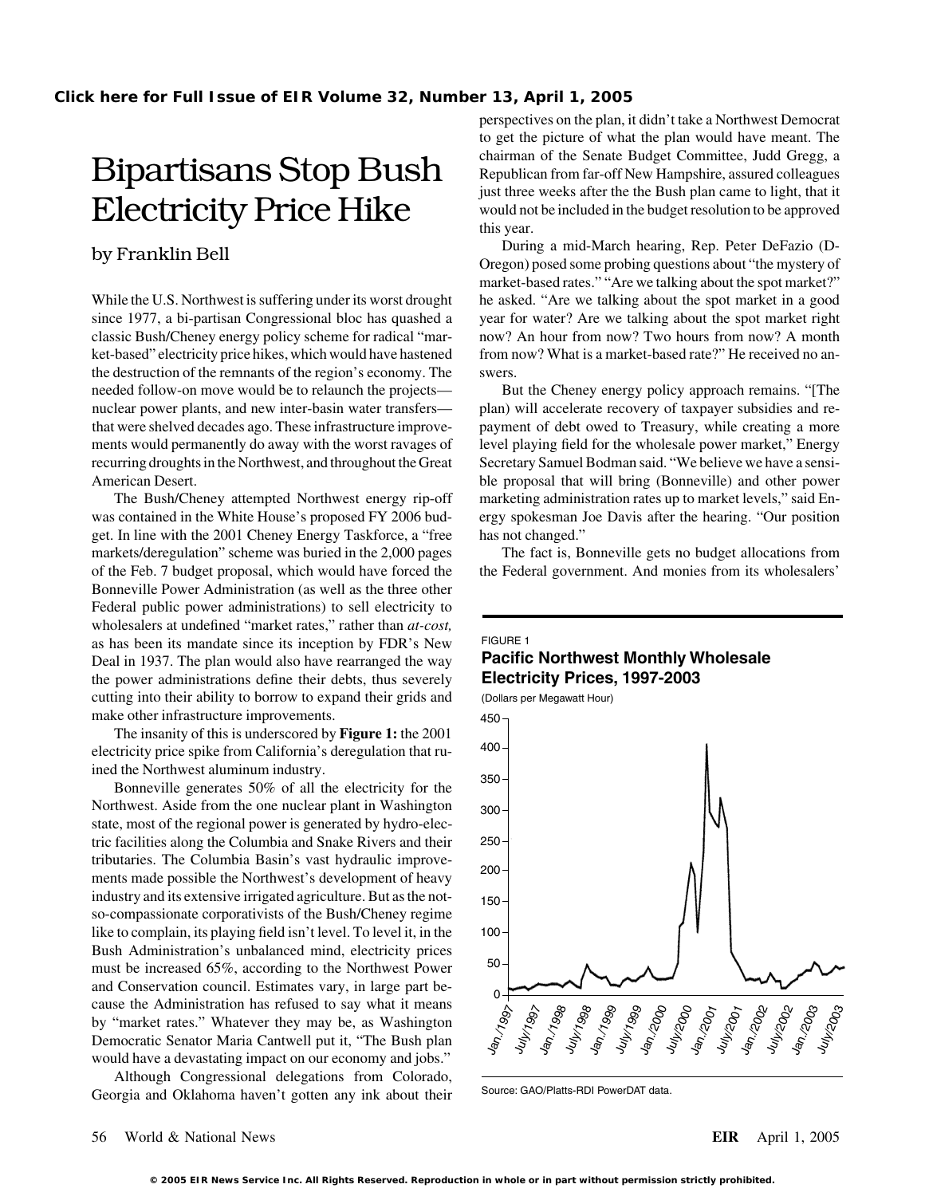Click here for Full Issue of EIR Volume 32, Number 13, April 1, 2005

# Bipartisans Stop Bush Electricity Price Hike

by Franklin Bell

While the U.S. Northwest is suffering under its worst drought since 1977, a bi-partisan Congressional bloc has quashed a classic Bush/Cheney energy policy scheme for radical "market-based" electricity price hikes, which would have hastened the destruction of the remnants of the region's economy. The needed follow-on move would be to relaunch the projects—nuclear power plants, and new inter-basin water transfers—that were shelved decades ago. These infrastructure improvements would permanently do away with the worst ravages of recurring droughts in the Northwest, and throughout the Great American Desert.

The Bush/Cheney attempted Northwest energy rip-off was contained in the White House's proposed FY 2006 budget. In line with the 2001 Cheney Energy Taskforce, a "free markets/deregulation" scheme was buried in the 2,000 pages of the Feb. 7 budget proposal, which would have forced the Bonneville Power Administration (as well as the three other Federal public power administrations) to sell electricity to wholesalers at undefined "market rates," rather than *at-cost,* as has been its mandate since its inception by FDR's New Deal in 1937. The plan would also have rearranged the way the power administrations define their debts, thus severely cutting into their ability to borrow to expand their grids and make other infrastructure improvements.

The insanity of this is underscored by **Figure 1:** the 2001 electricity price spike from California's deregulation that ruined the Northwest aluminum industry.

Bonneville generates 50% of all the electricity for the Northwest. Aside from the one nuclear plant in Washington state, most of the regional power is generated by hydro-electric facilities along the Columbia and Snake Rivers and their tributaries. The Columbia Basin's vast hydraulic improvements made possible the Northwest's development of heavy industry and its extensive irrigated agriculture. But as the not-so-compassionate corporativists of the Bush/Cheney regime like to complain, its playing field isn't level. To level it, in the Bush Administration's unbalanced mind, electricity prices must be increased 65%, according to the Northwest Power and Conservation council. Estimates vary, in large part because the Administration has refused to say what it means by "market rates." Whatever they may be, as Washington Democratic Senator Maria Cantwell put it, "The Bush plan would have a devastating impact on our economy and jobs."

Although Congressional delegations from Colorado, Georgia and Oklahoma haven't gotten any ink about their perspectives on the plan, it didn't take a Northwest Democrat to get the picture of what the plan would have meant. The chairman of the Senate Budget Committee, Judd Gregg, a Republican from far-off New Hampshire, assured colleagues just three weeks after the the Bush plan came to light, that it would not be included in the budget resolution to be approved this year.

During a mid-March hearing, Rep. Peter DeFazio (D-Oregon) posed some probing questions about "the mystery of market-based rates." "Are we talking about the spot market?" he asked. "Are we talking about the spot market in a good year for water? Are we talking about the spot market right now? An hour from now? Two hours from now? A month from now? What is a market-based rate?" He received no answers.

But the Cheney energy policy approach remains. "[The plan) will accelerate recovery of taxpayer subsidies and repayment of debt owed to Treasury, while creating a more level playing field for the wholesale power market," Energy Secretary Samuel Bodman said. "We believe we have a sensible proposal that will bring (Bonneville) and other power marketing administration rates up to market levels," said Energy spokesman Joe Davis after the hearing. "Our position has not changed."

The fact is, Bonneville gets no budget allocations from the Federal government. And monies from its wholesalers'

FIGURE 1
**Pacific Northwest Monthly Wholesale Electricity Prices, 1997-2003**
(Dollars per Megawatt Hour)

Source: GAO/Platts-RDI PowerDAT data.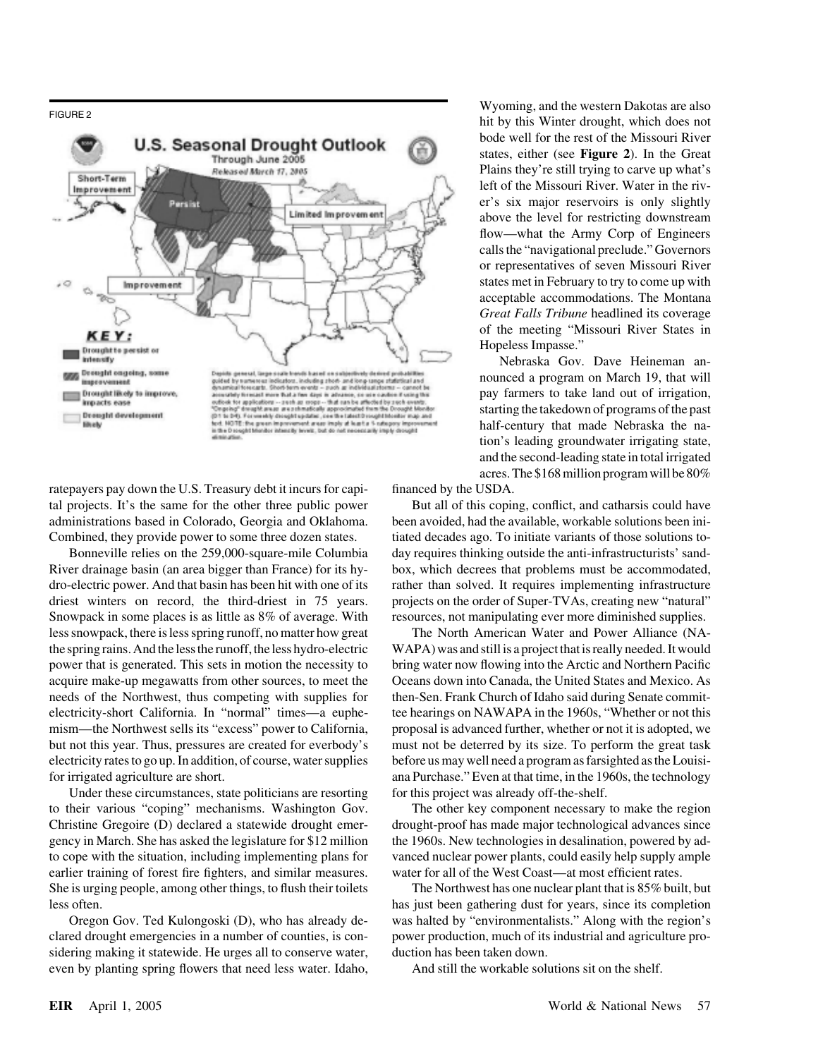FIGURE 2

U.S. Seasonal Drought Outlook
Through June 2005
Released March 17, 2005

Short-Term Improvement
Persist
Limited improvement
Improvement

KEY:
Drought to persist or intensify
Drought ongoing, some improvement
Drought likely to improve, impacts ease
Drought development likely

ratepayers pay down the U.S. Treasury debt it incurs for capital projects. It's the same for the other three public power administrations based in Colorado, Georgia and Oklahoma. Combined, they provide power to some three dozen states.

Bonneville relies on the 259,000-square-mile Columbia River drainage basin (an area bigger than France) for its hydro-electric power. And that basin has been hit with one of its driest winters on record, the third-driest in 75 years. Snowpack in some places is as little as 8% of average. With less snowpack, there is less spring runoff, no matter how great the spring rains. And the less the runoff, the less hydro-electric power that is generated. This sets in motion the necessity to acquire make-up megawatts from other sources, to meet the needs of the Northwest, thus competing with supplies for electricity-short California. In "normal" times—a euphemism—the Northwest sells its "excess" power to California, but not this year. Thus, pressures are created for everbody's electricity rates to go up. In addition, of course, water supplies for irrigated agriculture are short.

Under these circumstances, state politicians are resorting to their various "coping" mechanisms. Washington Gov. Christine Gregoire (D) declared a statewide drought emergency in March. She has asked the legislature for $12 million to cope with the situation, including implementing plans for earlier training of forest fire fighters, and similar measures. She is urging people, among other things, to flush their toilets less often.

Oregon Gov. Ted Kulongoski (D), who has already declared drought emergencies in a number of counties, is considering making it statewide. He urges all to conserve water, even by planting spring flowers that need less water. Idaho, Wyoming, and the western Dakotas are also hit by this Winter drought, which does not bode well for the rest of the Missouri River states, either (see **Figure 2**). In the Great Plains they're still trying to carve up what's left of the Missouri River. Water in the river's six major reservoirs is only slightly above the level for restricting downstream flow—what the Army Corp of Engineers calls the "navigational preclude." Governors or representatives of seven Missouri River states met in February to try to come up with acceptable accommodations. The Montana *Great Falls Tribune* headlined its coverage of the meeting "Missouri River States in Hopeless Impasse."

Nebraska Gov. Dave Heineman announced a program on March 19, that will pay farmers to take land out of irrigation, starting the takedown of programs of the past half-century that made Nebraska the nation's leading groundwater irrigating state, and the second-leading state in total irrigated acres. The $168 million program will be 80% financed by the USDA.

But all of this coping, conflict, and catharsis could have been avoided, had the available, workable solutions been initiated decades ago. To initiate variants of those solutions today requires thinking outside the anti-infrastructurists' sandbox, which decrees that problems must be accommodated, rather than solved. It requires implementing infrastructure projects on the order of Super-TVAs, creating new "natural" resources, not manipulating ever more diminished supplies.

The North American Water and Power Alliance (NAWAPA) was and still is a project that is really needed. It would bring water now flowing into the Arctic and Northern Pacific Oceans down into Canada, the United States and Mexico. As then-Sen. Frank Church of Idaho said during Senate committee hearings on NAWAPA in the 1960s, "Whether or not this proposal is advanced further, whether or not it is adopted, we must not be deterred by its size. To perform the great task before us may well need a program as farsighted as the Louisiana Purchase." Even at that time, in the 1960s, the technology for this project was already off-the-shelf.

The other key component necessary to make the region drought-proof has made major technological advances since the 1960s. New technologies in desalination, powered by advanced nuclear power plants, could easily help supply ample water for all of the West Coast—at most efficient rates.

The Northwest has one nuclear plant that is 85% built, but has just been gathering dust for years, since its completion was halted by "environmentalists." Along with the region's power production, much of its industrial and agriculture production has been taken down.

And still the workable solutions sit on the shelf.